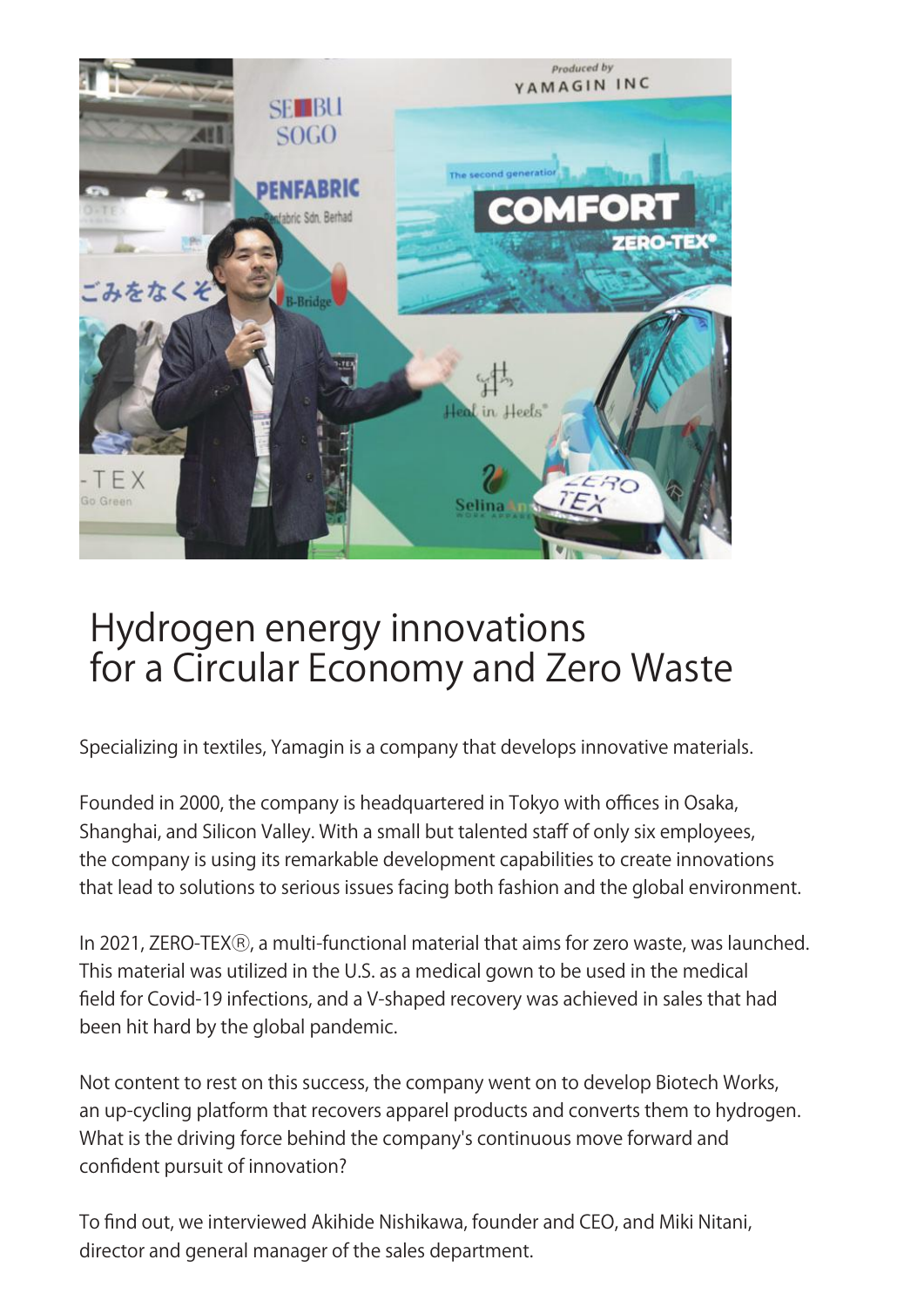# Hydrogen energy innovations for a Circular Economy and Zero Waste

Specializing in textiles, Yamagin is a company that develops innovative materials.

Founded in 2000, the company is headquartered in Tokyo with offices in Osaka, Shanghai, and Silicon Valley. With a small but talented staff of only six employees, the company is using its remarkable development capabilities to create innovations that lead to solutions to serious issues facing both fashion and the global environment.

In 2021, ZERO-TEX®, a multi-functional material that aims for zero waste, was launched. This material was utilized in the U.S. as a medical gown to be used in the medical field for Covid-19 infections, and a V-shaped recovery was achieved in sales that had been hit hard by the global pandemic.

Not content to rest on this success, the company went on to develop Biotech Works, an up-cycling platform that recovers apparel products and converts them to hydrogen. What is the driving force behind the company's continuous move forward and confident pursuit of innovation?

To find out, we interviewed Akihide Nishikawa, founder and CEO, and Miki Nitani, director and general manager of the sales department.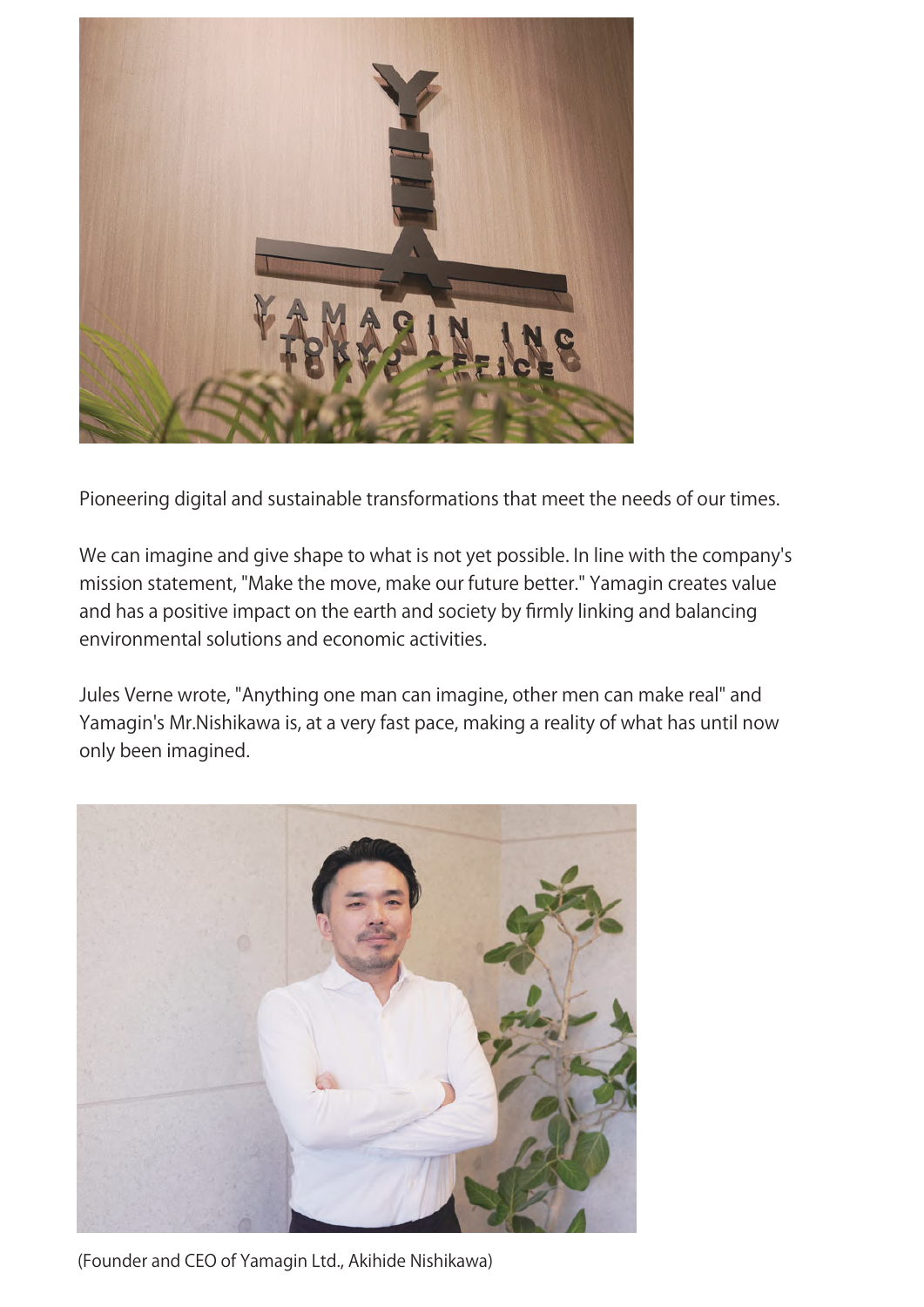Pioneering digital and sustainable transformations that meet the needs of our times.

We can imagine and give shape to what is not yet possible. In line with the company's mission statement, "Make the move, make our future better." Yamagin creates value and has a positive impact on the earth and society by firmly linking and balancing environmental solutions and economic activities.

Jules Verne wrote, "Anything one man can imagine, other men can make real" and Yamagin's Mr.Nishikawa is, at a very fast pace, making a reality of what has until now only been imagined.

(Founder and CEO of Yamagin Ltd., Akihide Nishikawa)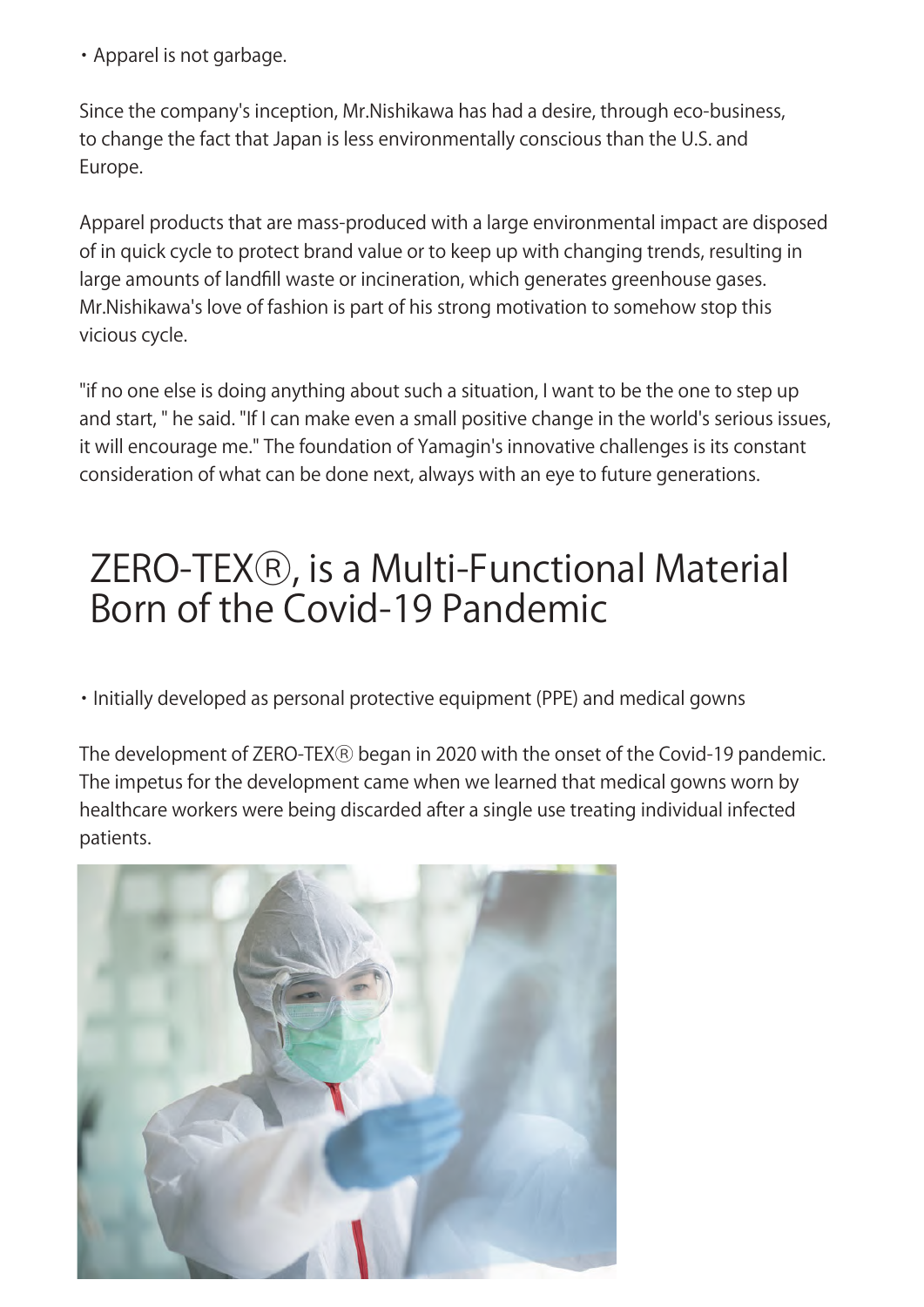・Apparel is not garbage.

Since the company's inception, Mr.Nishikawa has had a desire, through eco-business, to change the fact that Japan is less environmentally conscious than the U.S. and Europe.

Apparel products that are mass-produced with a large environmental impact are disposed of in quick cycle to protect brand value or to keep up with changing trends, resulting in large amounts of landfill waste or incineration, which generates greenhouse gases. Mr.Nishikawa's love of fashion is part of his strong motivation to somehow stop this vicious cycle.

"if no one else is doing anything about such a situation, I want to be the one to step up and start, " he said. "If I can make even a small positive change in the world's serious issues, it will encourage me." The foundation of Yamagin's innovative challenges is its constant consideration of what can be done next, always with an eye to future generations.

# ZERO-TEXⓇ, is a Multi-Functional Material Born of the Covid-19 Pandemic

・Initially developed as personal protective equipment (PPE) and medical gowns

The development of ZERO-TEXⓇ began in 2020 with the onset of the Covid-19 pandemic. The impetus for the development came when we learned that medical gowns worn by healthcare workers were being discarded after a single use treating individual infected patients.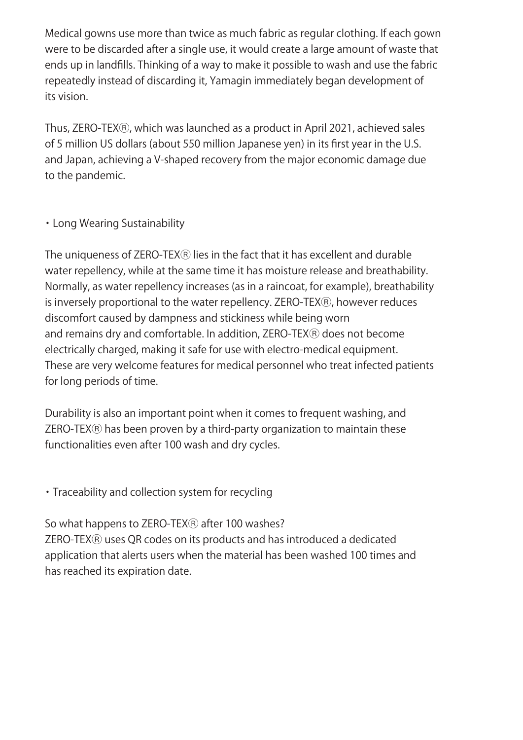Medical gowns use more than twice as much fabric as regular clothing. If each gown were to be discarded after a single use, it would create a large amount of waste that ends up in landfills. Thinking of a way to make it possible to wash and use the fabric repeatedly instead of discarding it, Yamagin immediately began development of its vision.

Thus, ZERO-TEXⓇ, which was launched as a product in April 2021, achieved sales of 5 million US dollars (about 550 million Japanese yen) in its first year in the U.S. and Japan, achieving a V-shaped recovery from the major economic damage due to the pandemic.

・Long Wearing Sustainability

The uniqueness of ZERO-TEXⓇ lies in the fact that it has excellent and durable water repellency, while at the same time it has moisture release and breathability. Normally, as water repellency increases (as in a raincoat, for example), breathability is inversely proportional to the water repellency. ZERO-TEXⓇ, however reduces discomfort caused by dampness and stickiness while being worn and remains dry and comfortable. In addition, ZERO-TEXⓇ does not become electrically charged, making it safe for use with electro-medical equipment. These are very welcome features for medical personnel who treat infected patients for long periods of time.

Durability is also an important point when it comes to frequent washing, and ZERO-TEXⓇ has been proven by a third-party organization to maintain these functionalities even after 100 wash and dry cycles.

・Traceability and collection system for recycling

So what happens to ZERO-TEXⓇ after 100 washes?
ZERO-TEXⓇ uses QR codes on its products and has introduced a dedicated application that alerts users when the material has been washed 100 times and has reached its expiration date.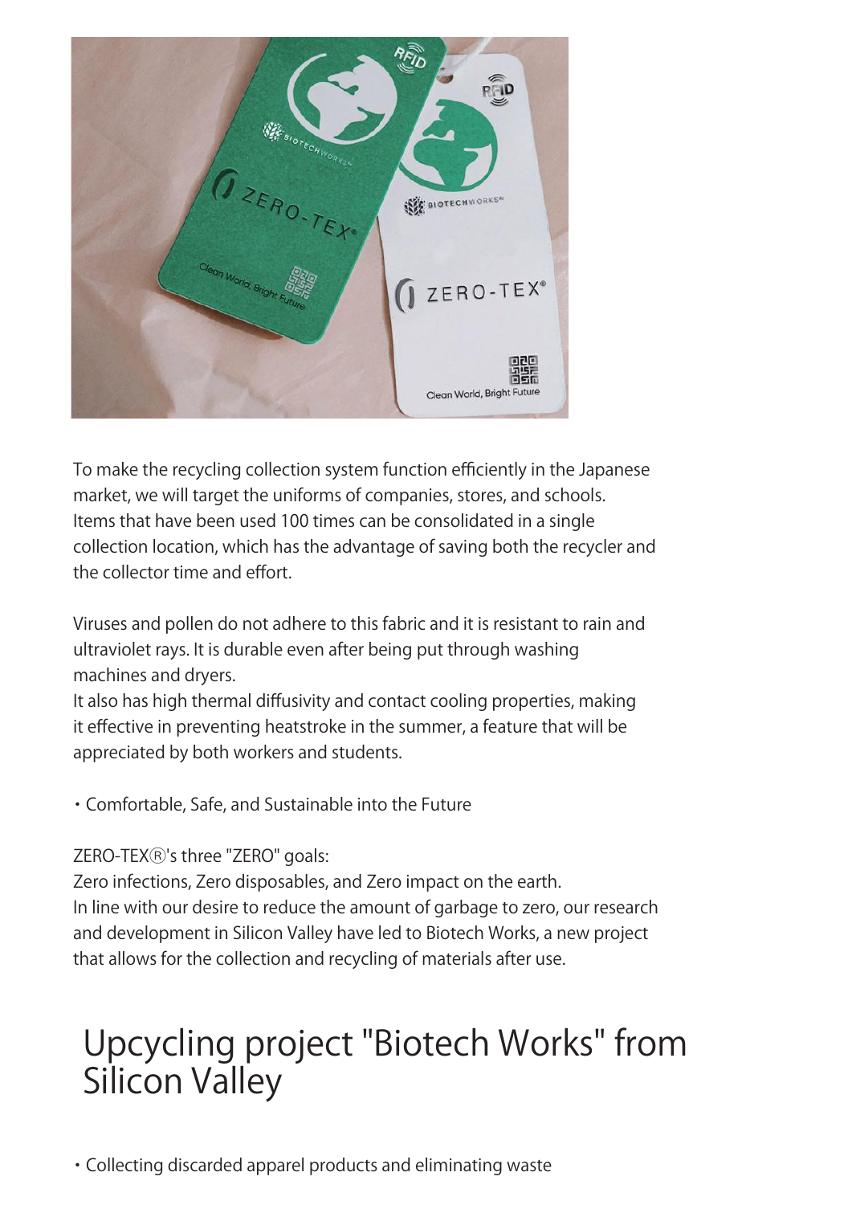To make the recycling collection system function efficiently in the Japanese market, we will target the uniforms of companies, stores, and schools. Items that have been used 100 times can be consolidated in a single collection location, which has the advantage of saving both the recycler and the collector time and effort.

Viruses and pollen do not adhere to this fabric and it is resistant to rain and ultraviolet rays. It is durable even after being put through washing machines and dryers.
It also has high thermal diffusivity and contact cooling properties, making it effective in preventing heatstroke in the summer, a feature that will be appreciated by both workers and students.

・Comfortable, Safe, and Sustainable into the Future

ZERO-TEXⓇ's three "ZERO" goals:
Zero infections, Zero disposables, and Zero impact on the earth.
In line with our desire to reduce the amount of garbage to zero, our research and development in Silicon Valley have led to Biotech Works, a new project that allows for the collection and recycling of materials after use.

# Upcycling project "Biotech Works" from Silicon Valley

・Collecting discarded apparel products and eliminating waste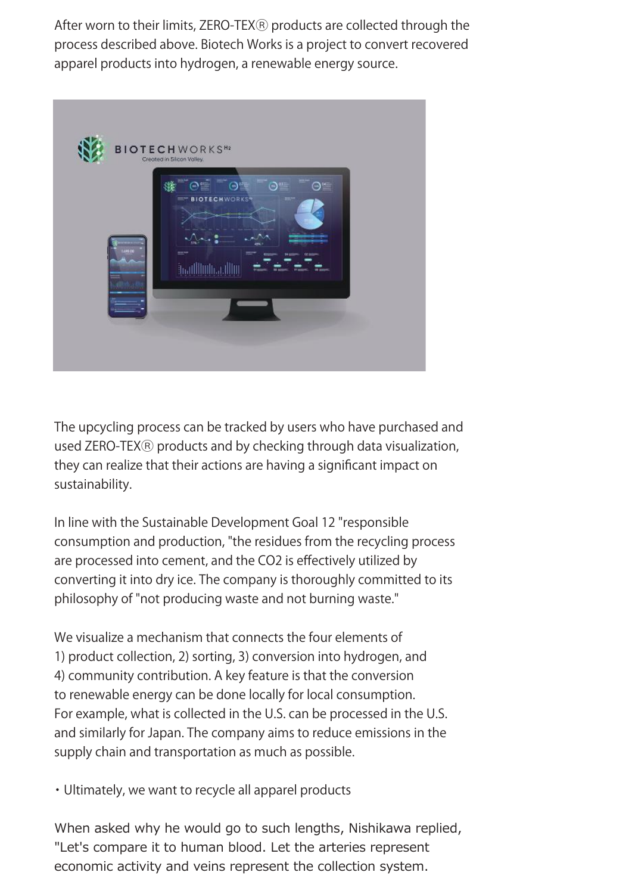After worn to their limits, ZERO-TEX® products are collected through the process described above. Biotech Works is a project to convert recovered apparel products into hydrogen, a renewable energy source.

The upcycling process can be tracked by users who have purchased and used ZERO-TEX® products and by checking through data visualization, they can realize that their actions are having a significant impact on sustainability.

In line with the Sustainable Development Goal 12 "responsible consumption and production, "the residues from the recycling process are processed into cement, and the $CO_2$ is effectively utilized by converting it into dry ice. The company is thoroughly committed to its philosophy of "not producing waste and not burning waste."

We visualize a mechanism that connects the four elements of 1) product collection, 2) sorting, 3) conversion into hydrogen, and 4) community contribution. A key feature is that the conversion to renewable energy can be done locally for local consumption. For example, what is collected in the U.S. can be processed in the U.S. and similarly for Japan. The company aims to reduce emissions in the supply chain and transportation as much as possible.

・Ultimately, we want to recycle all apparel products

When asked why he would go to such lengths, Nishikawa replied, "Let's compare it to human blood. Let the arteries represent economic activity and veins represent the collection system.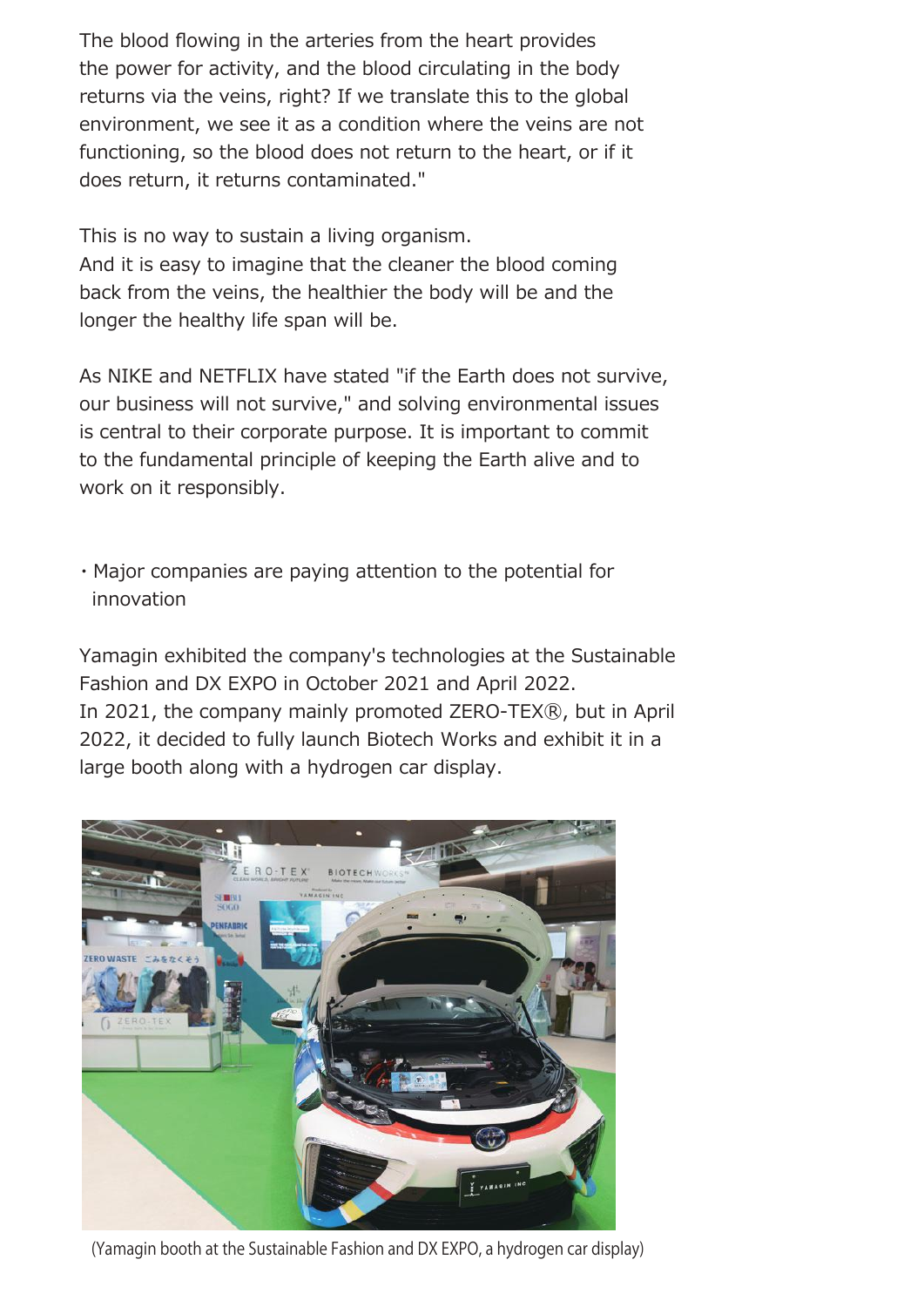The blood flowing in the arteries from the heart provides the power for activity, and the blood circulating in the body returns via the veins, right? If we translate this to the global environment, we see it as a condition where the veins are not functioning, so the blood does not return to the heart, or if it does return, it returns contaminated."

This is no way to sustain a living organism.
And it is easy to imagine that the cleaner the blood coming back from the veins, the healthier the body will be and the longer the healthy life span will be.

As NIKE and NETFLIX have stated "if the Earth does not survive, our business will not survive," and solving environmental issues is central to their corporate purpose. It is important to commit to the fundamental principle of keeping the Earth alive and to work on it responsibly.

・Major companies are paying attention to the potential for innovation

Yamagin exhibited the company's technologies at the Sustainable Fashion and DX EXPO in October 2021 and April 2022.
In 2021, the company mainly promoted ZERO-TEX®, but in April 2022, it decided to fully launch Biotech Works and exhibit it in a large booth along with a hydrogen car display.

(Yamagin booth at the Sustainable Fashion and DX EXPO, a hydrogen car display)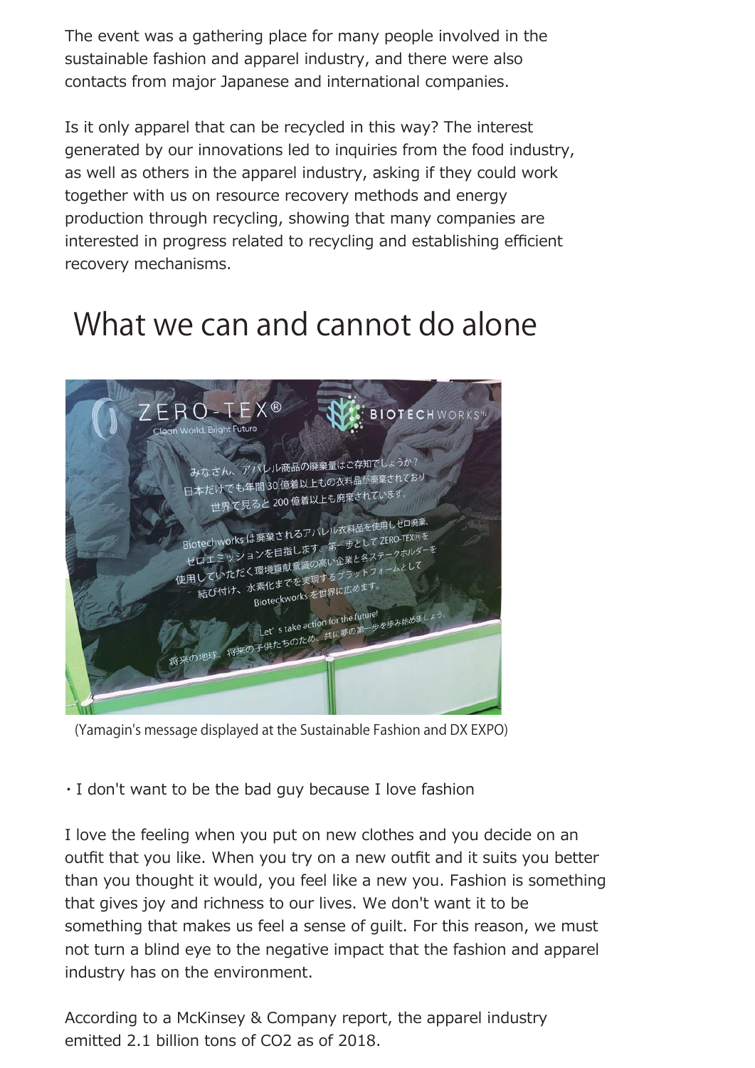The event was a gathering place for many people involved in the sustainable fashion and apparel industry, and there were also contacts from major Japanese and international companies.

Is it only apparel that can be recycled in this way? The interest generated by our innovations led to inquiries from the food industry, as well as others in the apparel industry, asking if they could work together with us on resource recovery methods and energy production through recycling, showing that many companies are interested in progress related to recycling and establishing efficient recovery mechanisms.

# What we can and cannot do alone

(Yamagin's message displayed at the Sustainable Fashion and DX EXPO)

・I don't want to be the bad guy because I love fashion

I love the feeling when you put on new clothes and you decide on an outfit that you like. When you try on a new outfit and it suits you better than you thought it would, you feel like a new you. Fashion is something that gives joy and richness to our lives. We don't want it to be something that makes us feel a sense of guilt. For this reason, we must not turn a blind eye to the negative impact that the fashion and apparel industry has on the environment.

According to a McKinsey & Company report, the apparel industry emitted 2.1 billion tons of $CO_2$ as of 2018.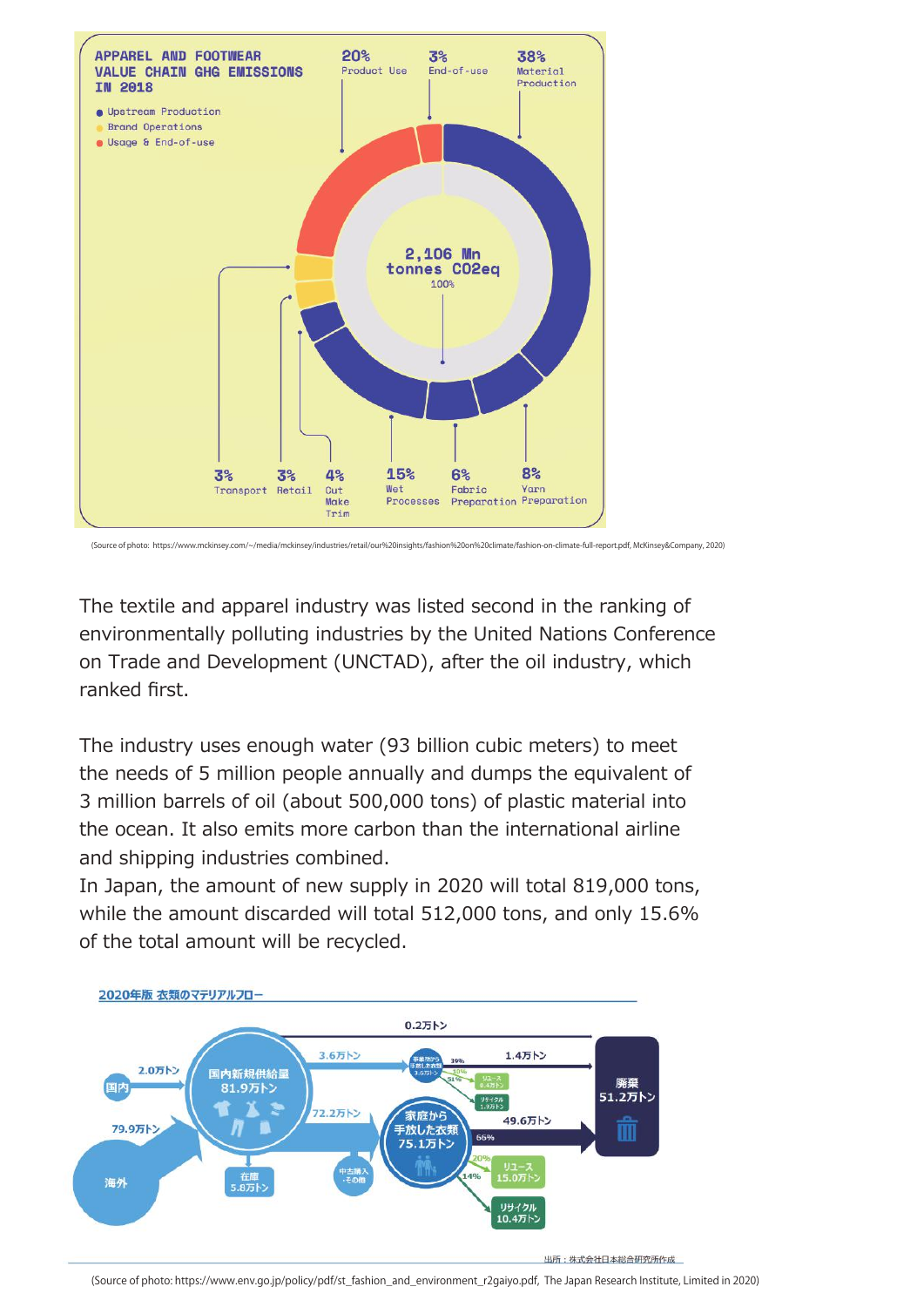(Source of photo: https://www.mckinsey.com/~/media/mckinsey/industries/retail/our%20insights/fashion%20on%20climate/fashion-on-climate-full-report.pdf, McKinsey&Company, 2020)

The textile and apparel industry was listed second in the ranking of environmentally polluting industries by the United Nations Conference on Trade and Development (UNCTAD), after the oil industry, which ranked first.

The industry uses enough water (93 billion cubic meters) to meet the needs of 5 million people annually and dumps the equivalent of 3 million barrels of oil (about 500,000 tons) of plastic material into the ocean. It also emits more carbon than the international airline and shipping industries combined.

In Japan, the amount of new supply in 2020 will total 819,000 tons, while the amount discarded will total 512,000 tons, and only 15.6% of the total amount will be recycled.

(Source of photo: https://www.env.go.jp/policy/pdf/st_fashion_and_environment_r2gaiyo.pdf, The Japan Research Institute, Limited in 2020)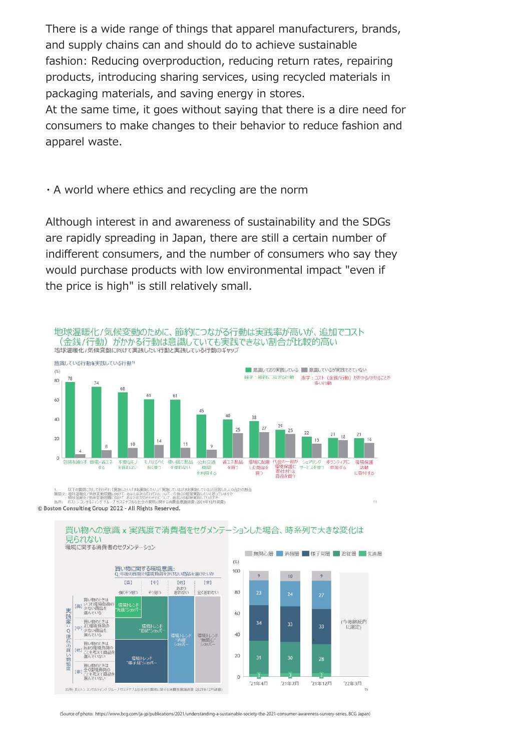There is a wide range of things that apparel manufacturers, brands, and supply chains can and should do to achieve sustainable fashion: Reducing overproduction, reducing return rates, repairing products, introducing sharing services, using recycled materials in packaging materials, and saving energy in stores.
At the same time, it goes without saying that there is a dire need for consumers to make changes to their behavior to reduce fashion and apparel waste.

・A world where ethics and recycling are the norm

Although interest in and awareness of sustainability and the SDGs are rapidly spreading in Japan, there are still a certain number of indifferent consumers, and the number of consumers who say they would purchase products with low environmental impact "even if the price is high" is still relatively small.

地球温暖化/気候変動のために、節約につながる行動は実践率が高いが、追加でコスト（金銭/行動）がかかる行動は意識していても実践できない割合が比較的高い

地球温暖化/気候変動に向けて実践したい行動と実践している行動のギャップ

意識している行動&実践している行動[1]

(%)

| 行動 | 意識しており実践している | 意識しているが実践できていない |
|---|---|---|
| 包装を減らす | 78 | 4 |
| 節電・省エネする | 74 | 8 |
| 不要なモノを買わない | 68 | 10 |
| モノをなるべく長く使う | 61 | 14 |
| 使い捨て製品を使わない | 61 | 11 |
| 公共交通機関を利用する | 45 | 9 |
| 省エネ製品を買う | 40 | 25 |
| 環境に配慮した商品を買う | 38 | 27 |
| 代金の一部が環境保護に寄付される商品を買う | 29 | 25 |
| シェアリングサービスを使う | 22 | 15 |
| ボランティアに参加する | 21 | 18 |
| 環境保護活動に寄付する | 21 | 16 |

緑字：節約につながる行動　赤字：コスト（金銭/行動）がかかる/かかることが多い行動

1. 以下の質問に対してそれぞれ「実施したい」「まあ実施したい」/「実施している」「まあ実施している」と回答した人の合計の割合
質問文：地球温暖化/気候変動の問題に向けて、あなたは次のそれぞれについて、今後どの程度実践したいと思っていますか
：地球温暖化/気候変動問題に向けて、あなたは次のそれぞれについて、現在どの程度実施していますか
出所：ボストン コンサルティング グループ サステナブルな社会の実現に関する消費者意識調査（2021年12月調査）

© Boston Consulting Group 2022 - All Rights Reserved.

買い物への意識 x 実践度で消費者をセグメンテーションした場合、時系列で大きな変化は見られない

環境に関する消費者のセグメンテーション

買い物に関する環境意識：
Q.今後の買物で環境負荷の少ない商品を選びたいか

【高】強くそう思う　【中】そう思う　【低】あまり思わない　【無】全く思わない

実践度：Q.現在の買い物態度
【高】買い物のときはいつも環境負荷の少ない商品を選んでいる
【中】買い物のときはよく環境負荷の少ない商品を選んでいる
【低】買い物のときはあまり環境負荷のことを考えて商品を選んでいない
【非】買い物のときは全く環境負荷のことを考えて商品を選んでいない

環境トレンド"先進"ショッパー / 環境トレンド"追従"ショッパー / 環境トレンド"様子見"ショッパー / 環境トレンド"消極"ショッパー / 環境トレンド"無関心"ショッパー

(%)

| | '21年4月 | '21年7月 | '21年12月 | '22年3月 |
|---|---|---|---|---|
| 無関心層 | 9 | 10 | 9 | (今後継続的に測定) |
| 消極層 | 23 | 24 | 27 | |
| 様子見層 | 34 | 33 | 33 | |
| 追従層 | 31 | 30 | 28 | |
| 先進層 | 3 | 3 | 3 | |

出所：ボストン コンサルティング グループ サステナブルな社会の実現に関する消費者意識調査（2021年12月調査）

(Source of photo: https://www.bcg.com/ja-jp/publications/2021/understanding-a-sustainable-society-the-2021-consumer-awareness-survey-series, BCG Japan)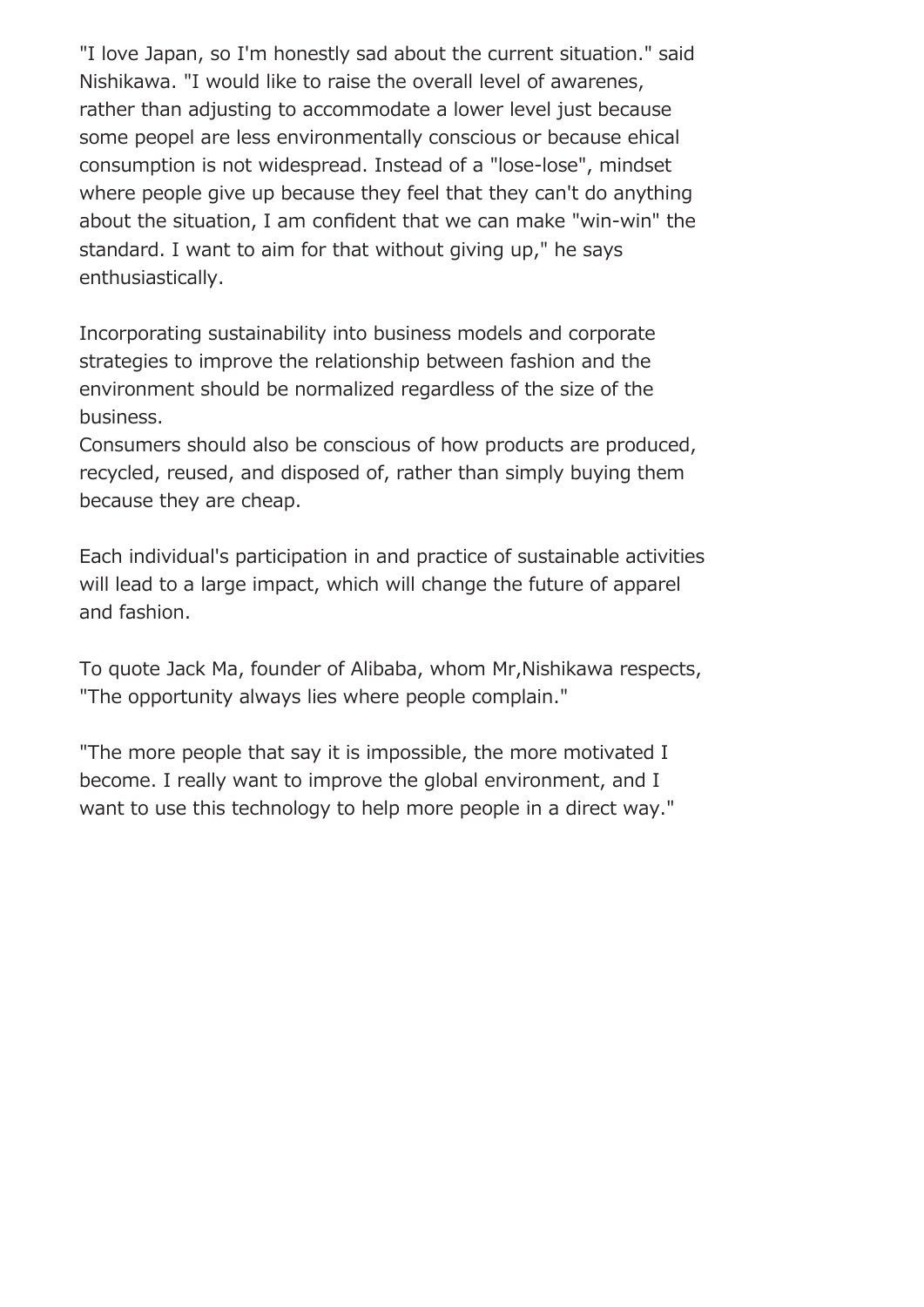"I love Japan, so I'm honestly sad about the current situation." said Nishikawa. "I would like to raise the overall level of awarenes, rather than adjusting to accommodate a lower level just because some peopel are less environmentally conscious or because ehical consumption is not widespread. Instead of a "lose-lose", mindset where people give up because they feel that they can't do anything about the situation, I am confident that we can make "win-win" the standard. I want to aim for that without giving up," he says enthusiastically.

Incorporating sustainability into business models and corporate strategies to improve the relationship between fashion and the environment should be normalized regardless of the size of the business.
Consumers should also be conscious of how products are produced, recycled, reused, and disposed of, rather than simply buying them because they are cheap.

Each individual's participation in and practice of sustainable activities will lead to a large impact, which will change the future of apparel and fashion.

To quote Jack Ma, founder of Alibaba, whom Mr,Nishikawa respects, "The opportunity always lies where people complain."

"The more people that say it is impossible, the more motivated I become. I really want to improve the global environment, and I want to use this technology to help more people in a direct way."